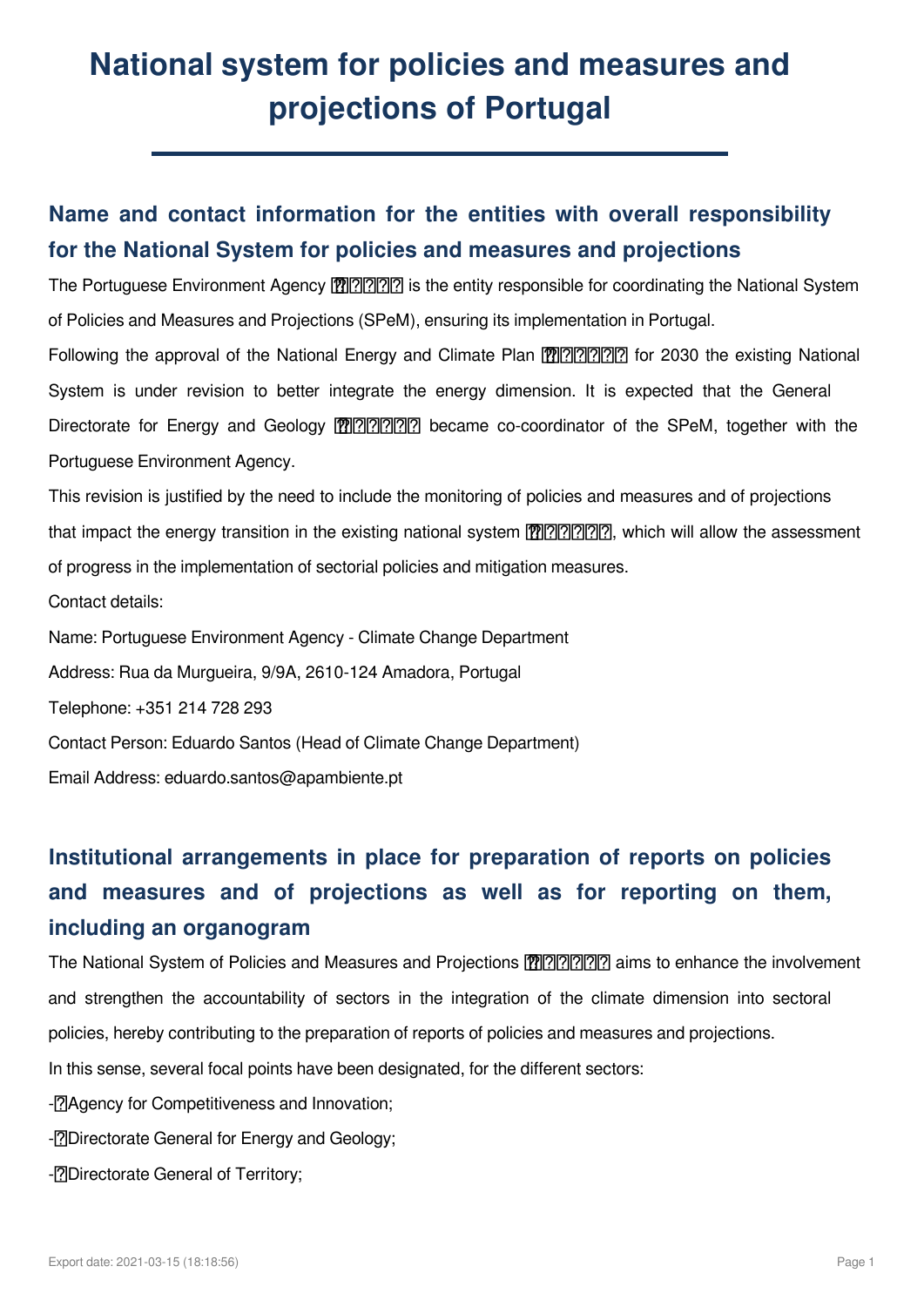# National system for policies and measures and projections of Portugal

## Name and contact information for the entities with overall responsibility for the National System for policies and measures and projections

The Portuguese Environment Agency is the entity responsible for coordinating the National System of Policies and Measures and Projections (SPeM), ensuring its implementation in Portugal.

Following the approval of the National Energy and Climate Plan for 2030 the existing National System is under revision to better integrate the energy dimension. It is expected that the General Directorate for Energy and Geology became co-coordinator of the SPeM, together with the Portuguese Environment Agency.

This revision is justified by the need to include the monitoring of policies and measures and of projections that impact the energy transition in the existing national system, which will allow the assessment of progress in the implementation of sectorial policies and mitigation measures.

Contact details:

Name: Portuguese Environment Agency - Climate Change Department

Address: Rua da Murgueira, 9/9A, 2610-124 Amadora, Portugal

Telephone: +351 214 728 293

Contact Person: Eduardo Santos (Head of Climate Change Department)

Email Address: eduardo.santos@apambiente.pt

## Institutional arrangements in place for preparation of reports on policies and measures and of projections as well as for reporting on them, including an organogram

The National System of Policies and Measures and Projections aims to enhance the involvement and strengthen the accountability of sectors in the integration of the climate dimension into sectoral policies, hereby contributing to the preparation of reports of policies and measures and projections.

In this sense, several focal points have been designated, for the different sectors:

- Agency for Competitiveness and Innovation;
- Directorate General for Energy and Geology;
- Directorate General of Territory;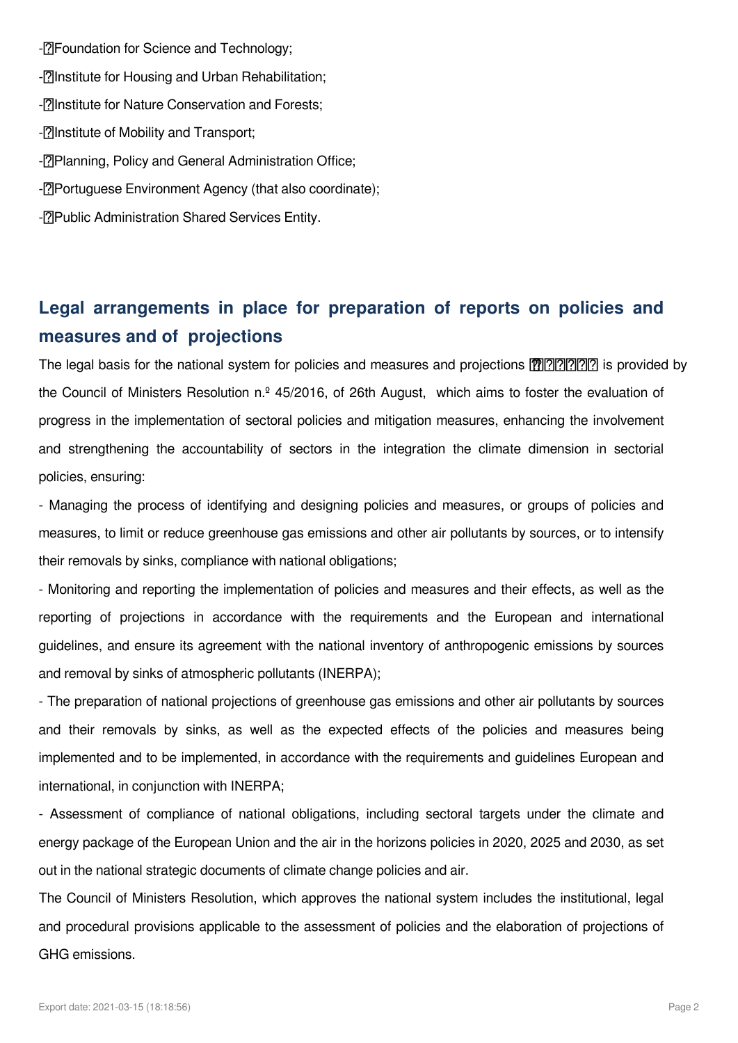- Foundation for Science and Technology;
- Institute for Housing and Urban Rehabilitation;
- Institute for Nature Conservation and Forests;
- Institute of Mobility and Transport;
- Planning, Policy and General Administration Office;
- Portuguese Environment Agency (that also coordinate);
- Public Administration Shared Services Entity.

## Legal arrangements in place for preparation of reports on policies and measures and of projections

The legal basis for the national system for policies and measures and projections is provided by the Council of Ministers Resolution n.º 45/2016, of 26th August, which aims to foster the evaluation of progress in the implementation of sectoral policies and mitigation measures, enhancing the involvement and strengthening the accountability of sectors in the integration the climate dimension in sectorial policies, ensuring:

- Managing the process of identifying and designing policies and measures, or groups of policies and measures, to limit or reduce greenhouse gas emissions and other air pollutants by sources, or to intensify their removals by sinks, compliance with national obligations;
- Monitoring and reporting the implementation of policies and measures and their effects, as well as the reporting of projections in accordance with the requirements and the European and international guidelines, and ensure its agreement with the national inventory of anthropogenic emissions by sources and removal by sinks of atmospheric pollutants (INERPA);
- The preparation of national projections of greenhouse gas emissions and other air pollutants by sources and their removals by sinks, as well as the expected effects of the policies and measures being implemented and to be implemented, in accordance with the requirements and guidelines European and international, in conjunction with INERPA;
- Assessment of compliance of national obligations, including sectoral targets under the climate and energy package of the European Union and the air in the horizons policies in 2020, 2025 and 2030, as set out in the national strategic documents of climate change policies and air.

The Council of Ministers Resolution, which approves the national system includes the institutional, legal and procedural provisions applicable to the assessment of policies and the elaboration of projections of GHG emissions.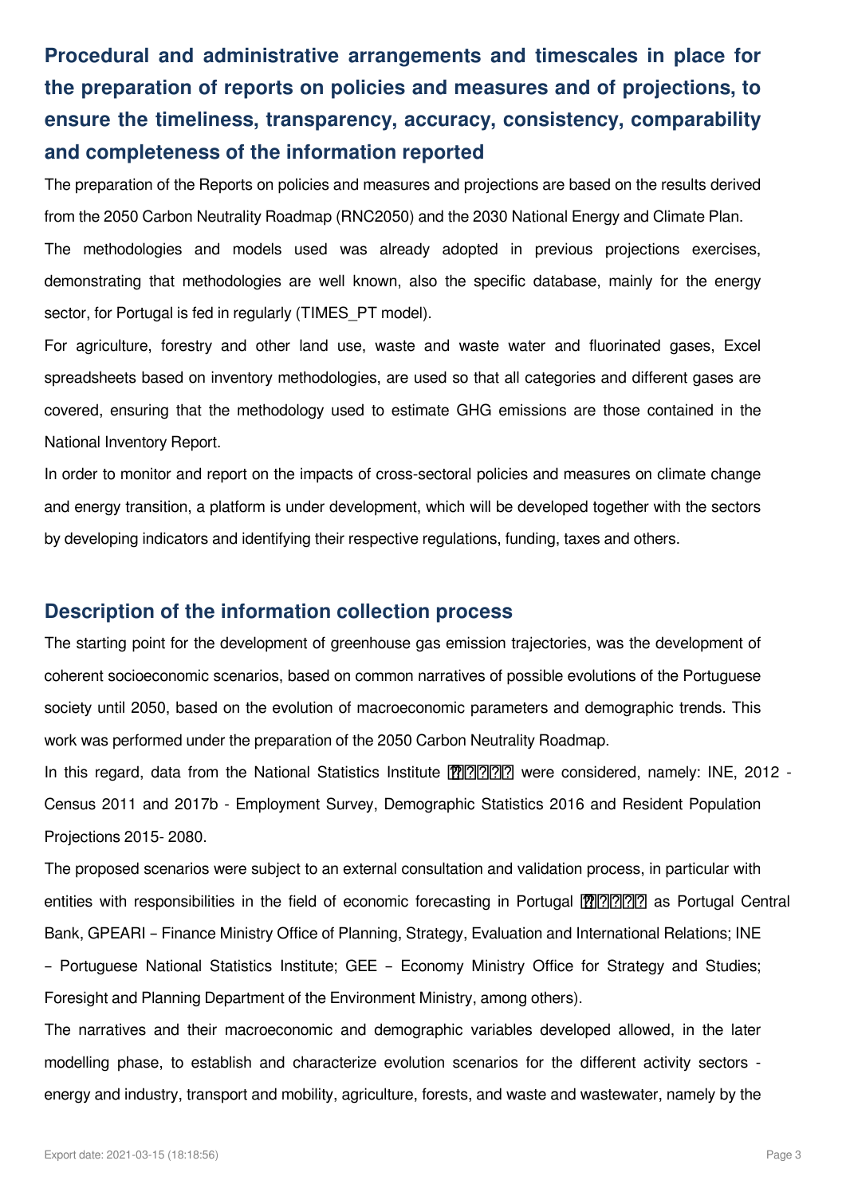## Procedural and administrative arrangements and timescales in place for the preparation of reports on policies and measures and of projections, to ensure the timeliness, transparency, accuracy, consistency, comparability and completeness of the information reported

The preparation of the Reports on policies and measures and projections are based on the results derived from the 2050 Carbon Neutrality Roadmap (RNC2050) and the 2030 National Energy and Climate Plan.

The methodologies and models used was already adopted in previous projections exercises, demonstrating that methodologies are well known, also the specific database, mainly for the energy sector, for Portugal is fed in regularly (TIMES_PT model).

For agriculture, forestry and other land use, waste and waste water and fluorinated gases, Excel spreadsheets based on inventory methodologies, are used so that all categories and different gases are covered, ensuring that the methodology used to estimate GHG emissions are those contained in the National Inventory Report.

In order to monitor and report on the impacts of cross-sectoral policies and measures on climate change and energy transition, a platform is under development, which will be developed together with the sectors by developing indicators and identifying their respective regulations, funding, taxes and others.

## Description of the information collection process

The starting point for the development of greenhouse gas emission trajectories, was the development of coherent socioeconomic scenarios, based on common narratives of possible evolutions of the Portuguese society until 2050, based on the evolution of macroeconomic parameters and demographic trends. This work was performed under the preparation of the 2050 Carbon Neutrality Roadmap.

In this regard, data from the National Statistics Institute (INE) were considered, namely: INE, 2012 - Census 2011 and 2017b - Employment Survey, Demographic Statistics 2016 and Resident Population Projections 2015- 2080.

The proposed scenarios were subject to an external consultation and validation process, in particular with entities with responsibilities in the field of economic forecasting in Portugal (such as Portugal Central Bank, GPEARI – Finance Ministry Office of Planning, Strategy, Evaluation and International Relations; INE – Portuguese National Statistics Institute; GEE – Economy Ministry Office for Strategy and Studies; Foresight and Planning Department of the Environment Ministry, among others).

The narratives and their macroeconomic and demographic variables developed allowed, in the later modelling phase, to establish and characterize evolution scenarios for the different activity sectors - energy and industry, transport and mobility, agriculture, forests, and waste and wastewater, namely by the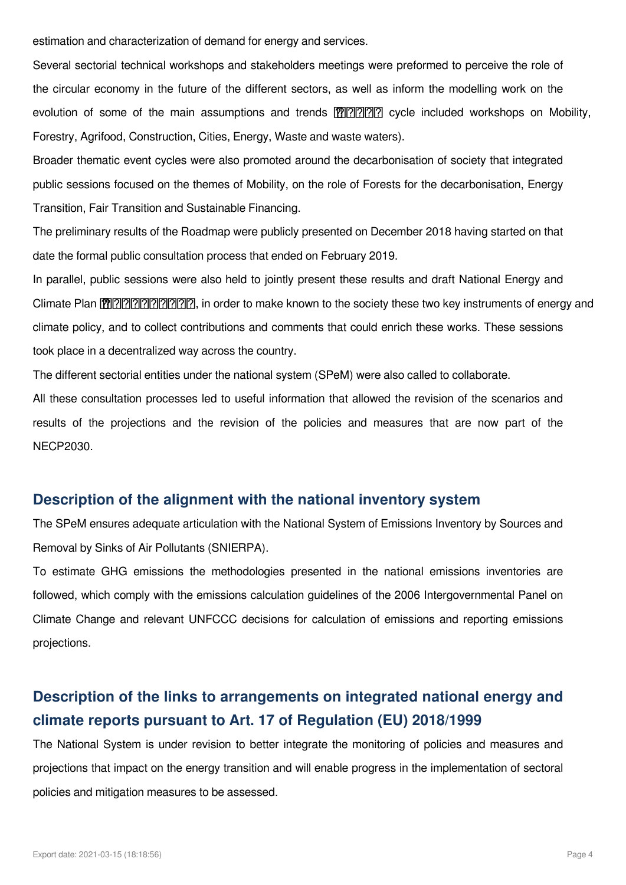estimation and characterization of demand for energy and services.

Several sectorial technical workshops and stakeholders meetings were preformed to perceive the role of the circular economy in the future of the different sectors, as well as inform the modelling work on the evolution of some of the main assumptions and trends ?????? cycle included workshops on Mobility, Forestry, Agrifood, Construction, Cities, Energy, Waste and waste waters).

Broader thematic event cycles were also promoted around the decarbonisation of society that integrated public sessions focused on the themes of Mobility, on the role of Forests for the decarbonisation, Energy Transition, Fair Transition and Sustainable Financing.

The preliminary results of the Roadmap were publicly presented on December 2018 having started on that date the formal public consultation process that ended on February 2019.

In parallel, public sessions were also held to jointly present these results and draft National Energy and Climate Plan ???????????, in order to make known to the society these two key instruments of energy and climate policy, and to collect contributions and comments that could enrich these works. These sessions took place in a decentralized way across the country.

The different sectorial entities under the national system (SPeM) were also called to collaborate.

All these consultation processes led to useful information that allowed the revision of the scenarios and results of the projections and the revision of the policies and measures that are now part of the NECP2030.

## Description of the alignment with the national inventory system

The SPeM ensures adequate articulation with the National System of Emissions Inventory by Sources and Removal by Sinks of Air Pollutants (SNIERPA).

To estimate GHG emissions the methodologies presented in the national emissions inventories are followed, which comply with the emissions calculation guidelines of the 2006 Intergovernmental Panel on Climate Change and relevant UNFCCC decisions for calculation of emissions and reporting emissions projections.

## Description of the links to arrangements on integrated national energy and climate reports pursuant to Art. 17 of Regulation (EU) 2018/1999

The National System is under revision to better integrate the monitoring of policies and measures and projections that impact on the energy transition and will enable progress in the implementation of sectoral policies and mitigation measures to be assessed.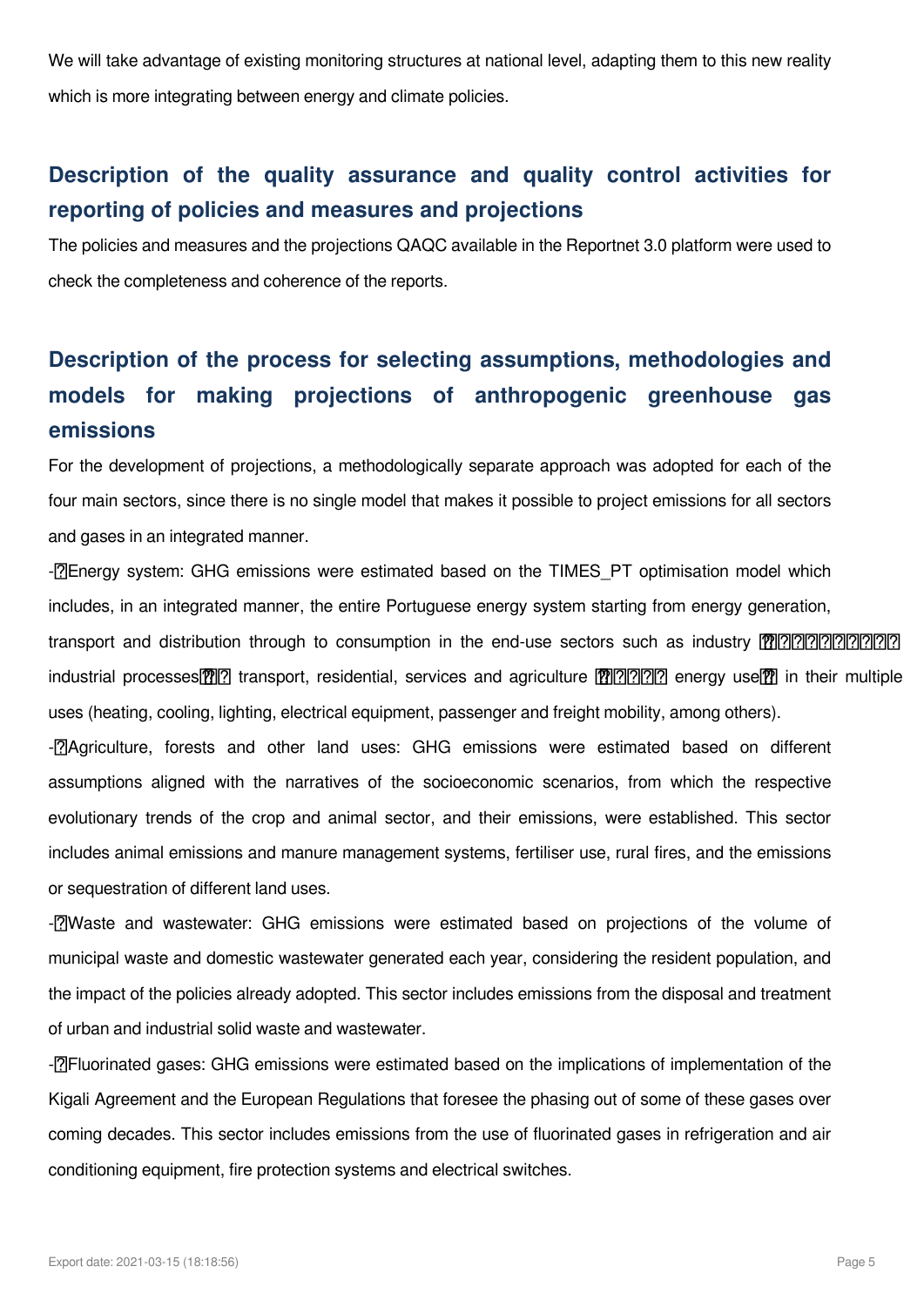We will take advantage of existing monitoring structures at national level, adapting them to this new reality which is more integrating between energy and climate policies.

## Description of the quality assurance and quality control activities for reporting of policies and measures and projections

The policies and measures and the projections QAQC available in the Reportnet 3.0 platform were used to check the completeness and coherence of the reports.

## Description of the process for selecting assumptions, methodologies and models for making projections of anthropogenic greenhouse gas emissions

For the development of projections, a methodologically separate approach was adopted for each of the four main sectors, since there is no single model that makes it possible to project emissions for all sectors and gases in an integrated manner.

- Energy system: GHG emissions were estimated based on the TIMES_PT optimisation model which includes, in an integrated manner, the entire Portuguese energy system starting from energy generation, transport and distribution through to consumption in the end-use sectors such as industry (including industrial processes), transport, residential, services and agriculture (only energy use) in their multiple uses (heating, cooling, lighting, electrical equipment, passenger and freight mobility, among others).
- Agriculture, forests and other land uses: GHG emissions were estimated based on different assumptions aligned with the narratives of the socioeconomic scenarios, from which the respective evolutionary trends of the crop and animal sector, and their emissions, were established. This sector includes animal emissions and manure management systems, fertiliser use, rural fires, and the emissions or sequestration of different land uses.
- Waste and wastewater: GHG emissions were estimated based on projections of the volume of municipal waste and domestic wastewater generated each year, considering the resident population, and the impact of the policies already adopted. This sector includes emissions from the disposal and treatment of urban and industrial solid waste and wastewater.
- Fluorinated gases: GHG emissions were estimated based on the implications of implementation of the Kigali Agreement and the European Regulations that foresee the phasing out of some of these gases over coming decades. This sector includes emissions from the use of fluorinated gases in refrigeration and air conditioning equipment, fire protection systems and electrical switches.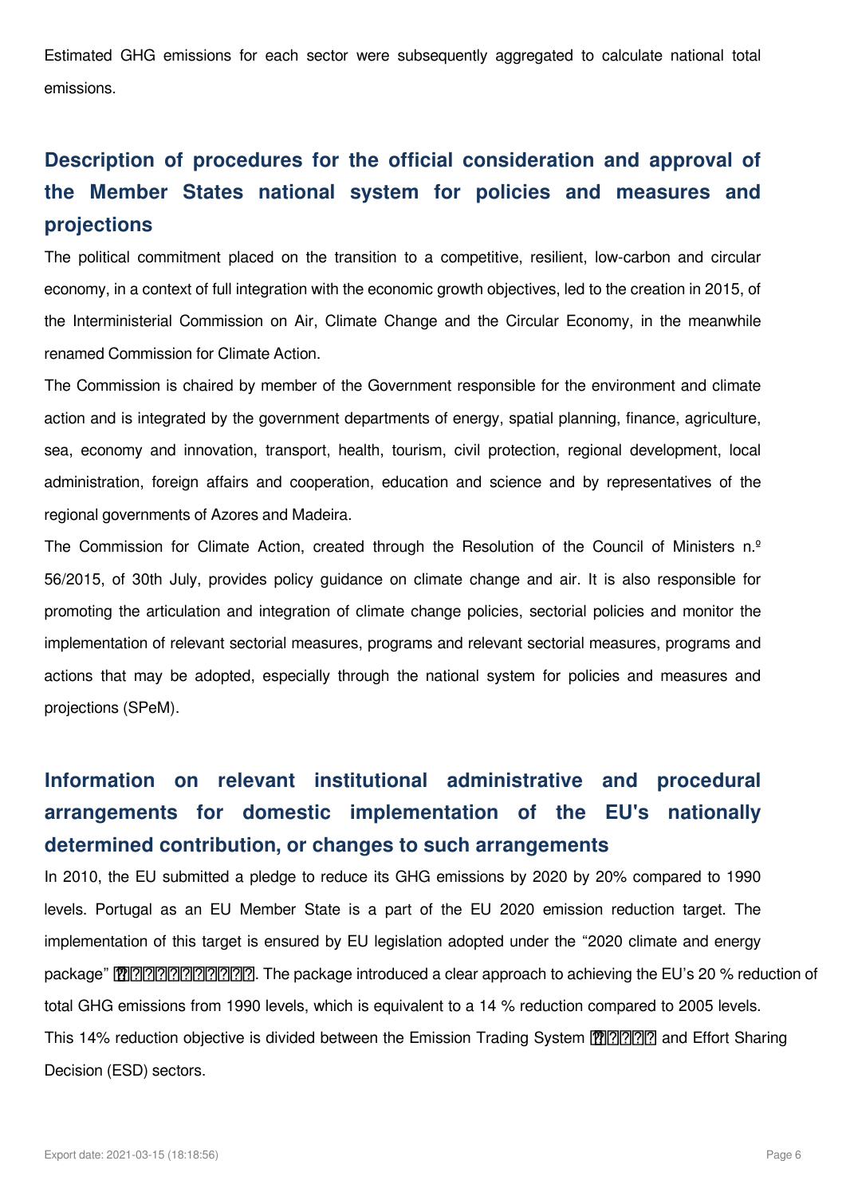Estimated GHG emissions for each sector were subsequently aggregated to calculate national total emissions.

## Description of procedures for the official consideration and approval of the Member States national system for policies and measures and projections

The political commitment placed on the transition to a competitive, resilient, low-carbon and circular economy, in a context of full integration with the economic growth objectives, led to the creation in 2015, of the Interministerial Commission on Air, Climate Change and the Circular Economy, in the meanwhile renamed Commission for Climate Action.

The Commission is chaired by member of the Government responsible for the environment and climate action and is integrated by the government departments of energy, spatial planning, finance, agriculture, sea, economy and innovation, transport, health, tourism, civil protection, regional development, local administration, foreign affairs and cooperation, education and science and by representatives of the regional governments of Azores and Madeira.

The Commission for Climate Action, created through the Resolution of the Council of Ministers n.º 56/2015, of 30th July, provides policy guidance on climate change and air. It is also responsible for promoting the articulation and integration of climate change policies, sectorial policies and monitor the implementation of relevant sectorial measures, programs and relevant sectorial measures, programs and actions that may be adopted, especially through the national system for policies and measures and projections (SPeM).

## Information on relevant institutional administrative and procedural arrangements for domestic implementation of the EU's nationally determined contribution, or changes to such arrangements

In 2010, the EU submitted a pledge to reduce its GHG emissions by 2020 by 20% compared to 1990 levels. Portugal as an EU Member State is a part of the EU 2020 emission reduction target. The implementation of this target is ensured by EU legislation adopted under the "2020 climate and energy package" ???????????. The package introduced a clear approach to achieving the EU's 20 % reduction of total GHG emissions from 1990 levels, which is equivalent to a 14 % reduction compared to 2005 levels. This 14% reduction objective is divided between the Emission Trading System ????? and Effort Sharing Decision (ESD) sectors.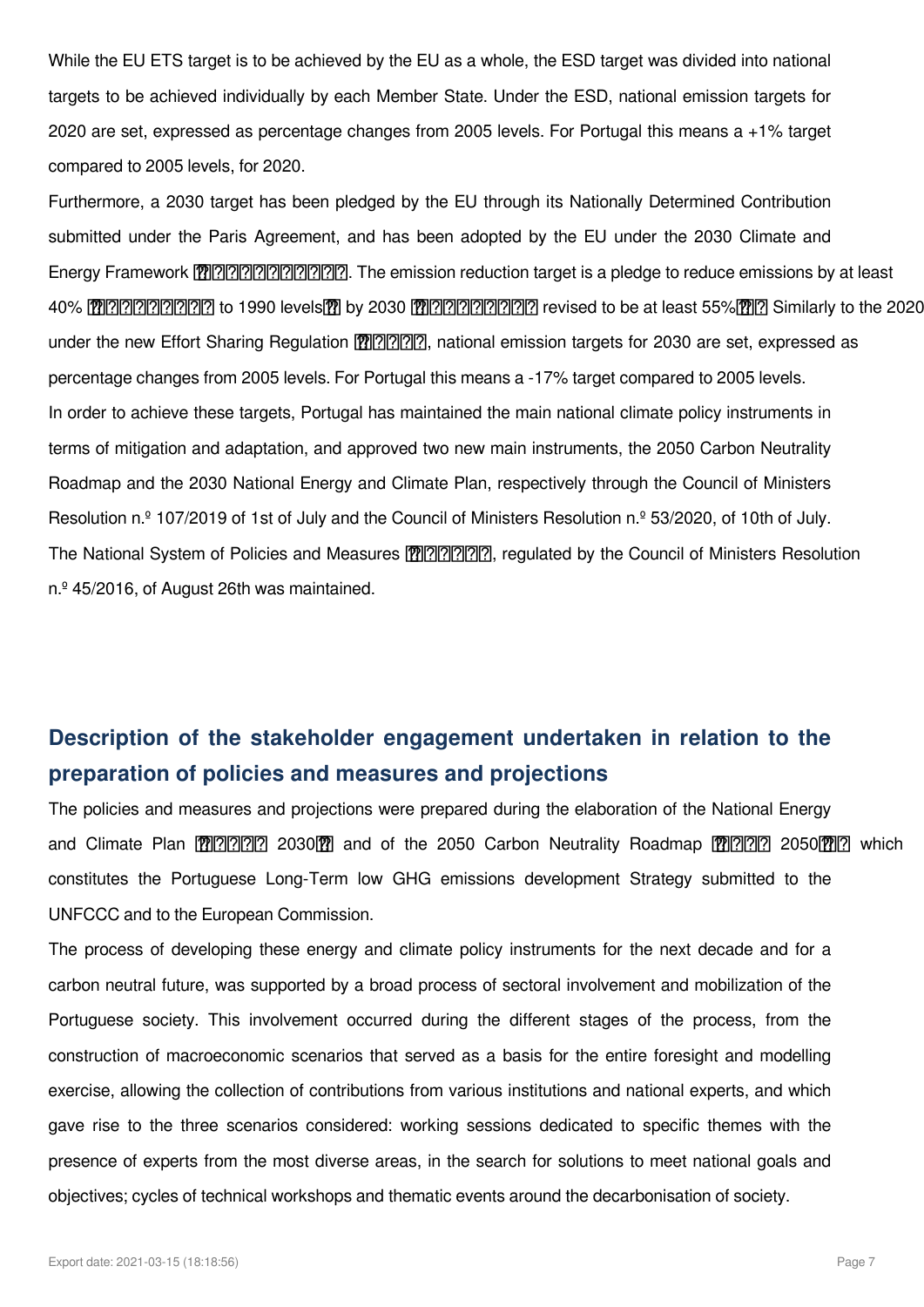While the EU ETS target is to be achieved by the EU as a whole, the ESD target was divided into national targets to be achieved individually by each Member State. Under the ESD, national emission targets for 2020 are set, expressed as percentage changes from 2005 levels. For Portugal this means a +1% target compared to 2005 levels, for 2020.

Furthermore, a 2030 target has been pledged by the EU through its Nationally Determined Contribution submitted under the Paris Agreement, and has been adopted by the EU under the 2030 Climate and Energy Framework. The emission reduction target is a pledge to reduce emissions by at least 40% to 1990 levels by 2030 revised to be at least 55% Similarly to the 2020 under the new Effort Sharing Regulation, national emission targets for 2030 are set, expressed as percentage changes from 2005 levels. For Portugal this means a -17% target compared to 2005 levels.

In order to achieve these targets, Portugal has maintained the main national climate policy instruments in terms of mitigation and adaptation, and approved two new main instruments, the 2050 Carbon Neutrality Roadmap and the 2030 National Energy and Climate Plan, respectively through the Council of Ministers Resolution n.º 107/2019 of 1st of July and the Council of Ministers Resolution n.º 53/2020, of 10th of July.

The National System of Policies and Measures, regulated by the Council of Ministers Resolution n.º 45/2016, of August 26th was maintained.

## Description of the stakeholder engagement undertaken in relation to the preparation of policies and measures and projections

The policies and measures and projections were prepared during the elaboration of the National Energy and Climate Plan 2030 and of the 2050 Carbon Neutrality Roadmap 2050 which constitutes the Portuguese Long-Term low GHG emissions development Strategy submitted to the UNFCCC and to the European Commission.

The process of developing these energy and climate policy instruments for the next decade and for a carbon neutral future, was supported by a broad process of sectoral involvement and mobilization of the Portuguese society. This involvement occurred during the different stages of the process, from the construction of macroeconomic scenarios that served as a basis for the entire foresight and modelling exercise, allowing the collection of contributions from various institutions and national experts, and which gave rise to the three scenarios considered: working sessions dedicated to specific themes with the presence of experts from the most diverse areas, in the search for solutions to meet national goals and objectives; cycles of technical workshops and thematic events around the decarbonisation of society.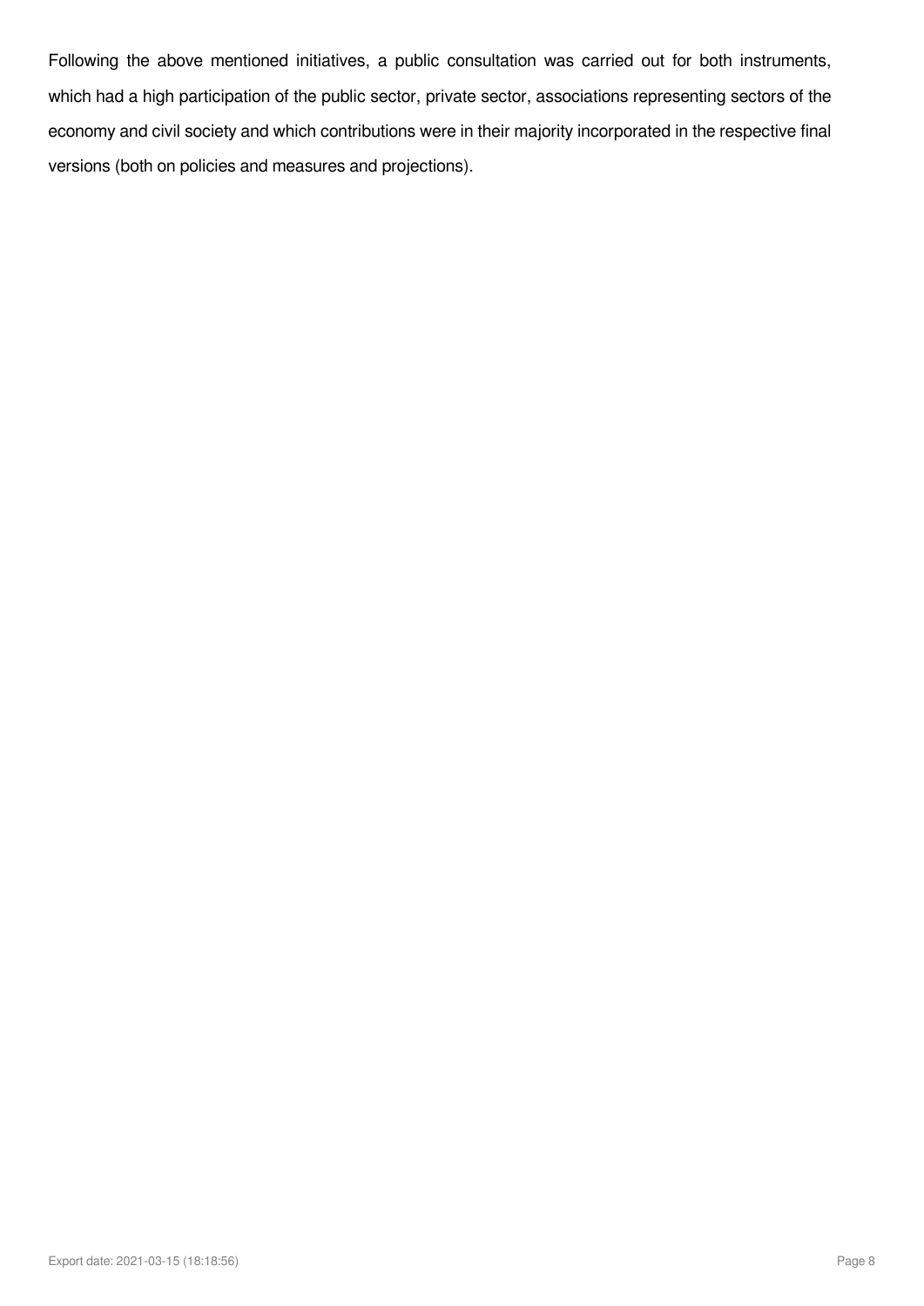Following the above mentioned initiatives, a public consultation was carried out for both instruments, which had a high participation of the public sector, private sector, associations representing sectors of the economy and civil society and which contributions were in their majority incorporated in the respective final versions (both on policies and measures and projections).